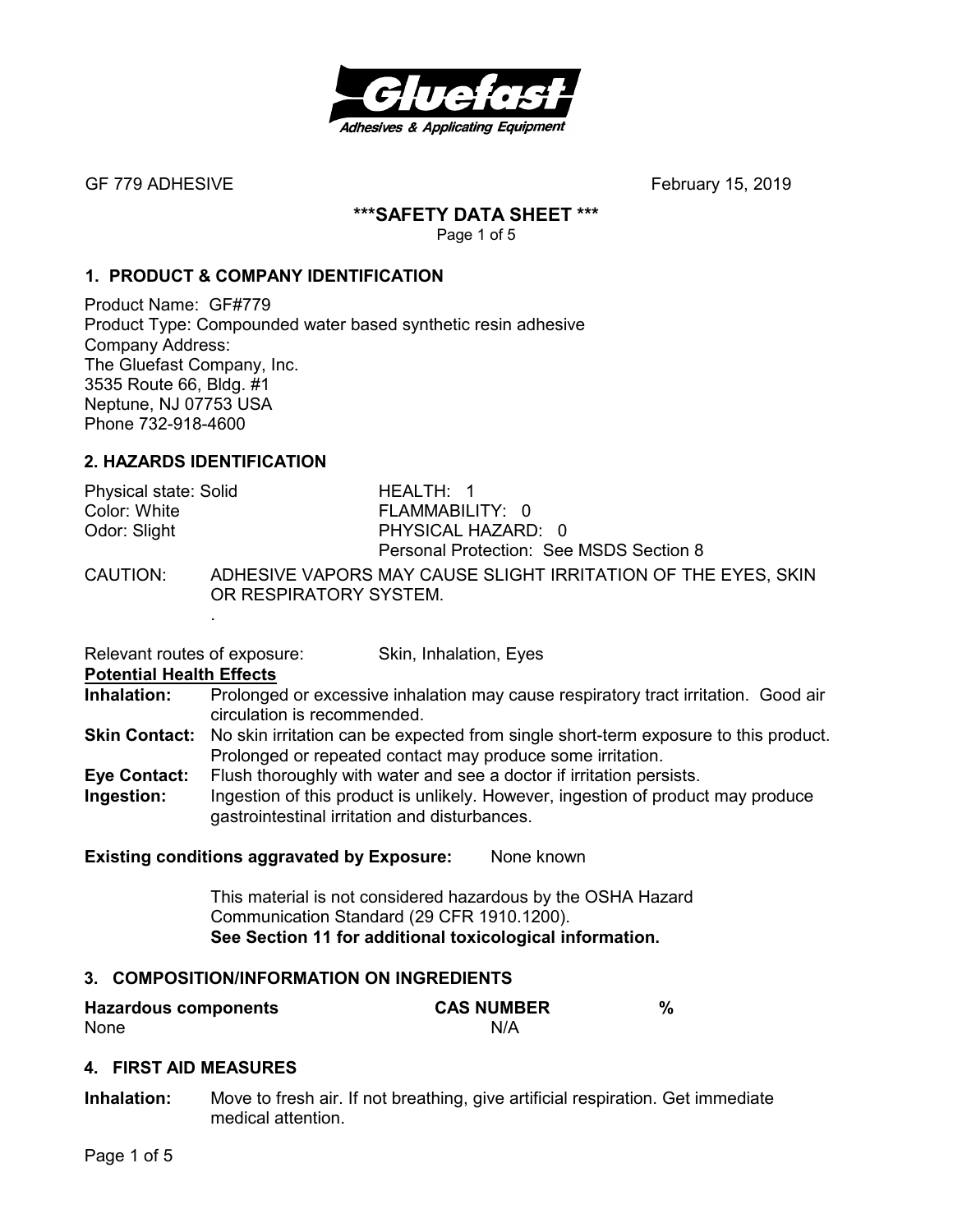GF 779 ADHESIVE February 15, 2019

# ***SAFETY DATA SHEET ***

## 1. PRODUCT & COMPANY IDENTIFICATION

Product Name: GF#779
Product Type: Compounded water based synthetic resin adhesive
Company Address:
The Gluefast Company, Inc.
3535 Route 66, Bldg. #1
Neptune, NJ 07753 USA
Phone 732-918-4600

## 2. HAZARDS IDENTIFICATION

Physical state: Solid
Color: White
Odor: Slight

HEALTH: 1
FLAMMABILITY: 0
PHYSICAL HAZARD: 0
Personal Protection: See MSDS Section 8

CAUTION: ADHESIVE VAPORS MAY CAUSE SLIGHT IRRITATION OF THE EYES, SKIN OR RESPIRATORY SYSTEM.

Relevant routes of exposure: Skin, Inhalation, Eyes

**Potential Health Effects**

**Inhalation:** Prolonged or excessive inhalation may cause respiratory tract irritation. Good air circulation is recommended.

**Skin Contact:** No skin irritation can be expected from single short-term exposure to this product. Prolonged or repeated contact may produce some irritation.

**Eye Contact:** Flush thoroughly with water and see a doctor if irritation persists.

**Ingestion:** Ingestion of this product is unlikely. However, ingestion of product may produce gastrointestinal irritation and disturbances.

**Existing conditions aggravated by Exposure:** None known

This material is not considered hazardous by the OSHA Hazard Communication Standard (29 CFR 1910.1200).
**See Section 11 for additional toxicological information.**

## 3. COMPOSITION/INFORMATION ON INGREDIENTS

| Hazardous components | CAS NUMBER | % |
|---|---|---|
| None | N/A | |

## 4. FIRST AID MEASURES

**Inhalation:** Move to fresh air. If not breathing, give artificial respiration. Get immediate medical attention.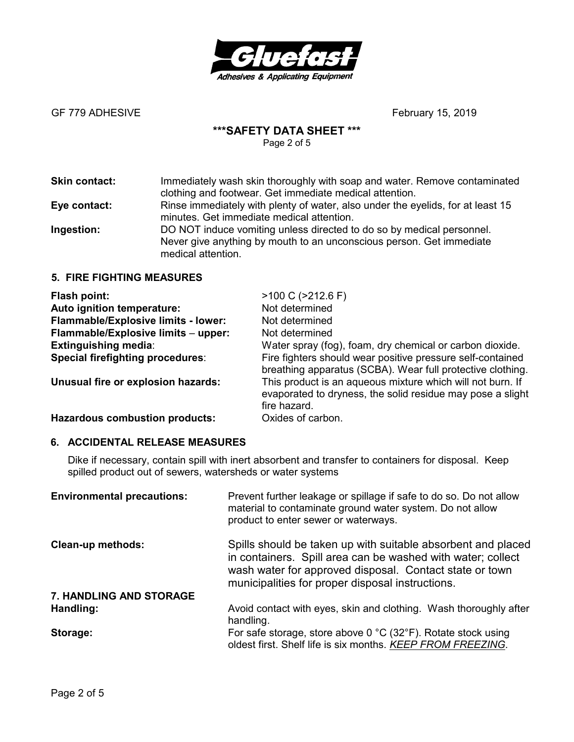| | |
|---|---|
| **Skin contact:** | Immediately wash skin thoroughly with soap and water. Remove contaminated clothing and footwear. Get immediate medical attention. |
| **Eye contact:** | Rinse immediately with plenty of water, also under the eyelids, for at least 15 minutes. Get immediate medical attention. |
| **Ingestion:** | DO NOT induce vomiting unless directed to do so by medical personnel. Never give anything by mouth to an unconscious person. Get immediate medical attention. |

## 5. FIRE FIGHTING MEASURES

| | |
|---|---|
| **Flash point:** | >100 C (>212.6 F) |
| **Auto ignition temperature:** | Not determined |
| **Flammable/Explosive limits - lower:** | Not determined |
| **Flammable/Explosive limits – upper:** | Not determined |
| **Extinguishing media**: | Water spray (fog), foam, dry chemical or carbon dioxide. |
| **Special firefighting procedures**: | Fire fighters should wear positive pressure self-contained breathing apparatus (SCBA). Wear full protective clothing. |
| **Unusual fire or explosion hazards:** | This product is an aqueous mixture which will not burn. If evaporated to dryness, the solid residue may pose a slight fire hazard. |
| **Hazardous combustion products:** | Oxides of carbon. |

## 6. ACCIDENTAL RELEASE MEASURES

Dike if necessary, contain spill with inert absorbent and transfer to containers for disposal. Keep spilled product out of sewers, watersheds or water systems

| | |
|---|---|
| **Environmental precautions:** | Prevent further leakage or spillage if safe to do so. Do not allow material to contaminate ground water system. Do not allow product to enter sewer or waterways. |
| **Clean-up methods:** | Spills should be taken up with suitable absorbent and placed in containers. Spill area can be washed with water; collect wash water for approved disposal. Contact state or town municipalities for proper disposal instructions. |

## 7. HANDLING AND STORAGE

| | |
|---|---|
| **Handling:** | Avoid contact with eyes, skin and clothing. Wash thoroughly after handling. |
| **Storage:** | For safe storage, store above 0 °C (32°F). Rotate stock using oldest first. Shelf life is six months. ***KEEP FROM FREEZING***. |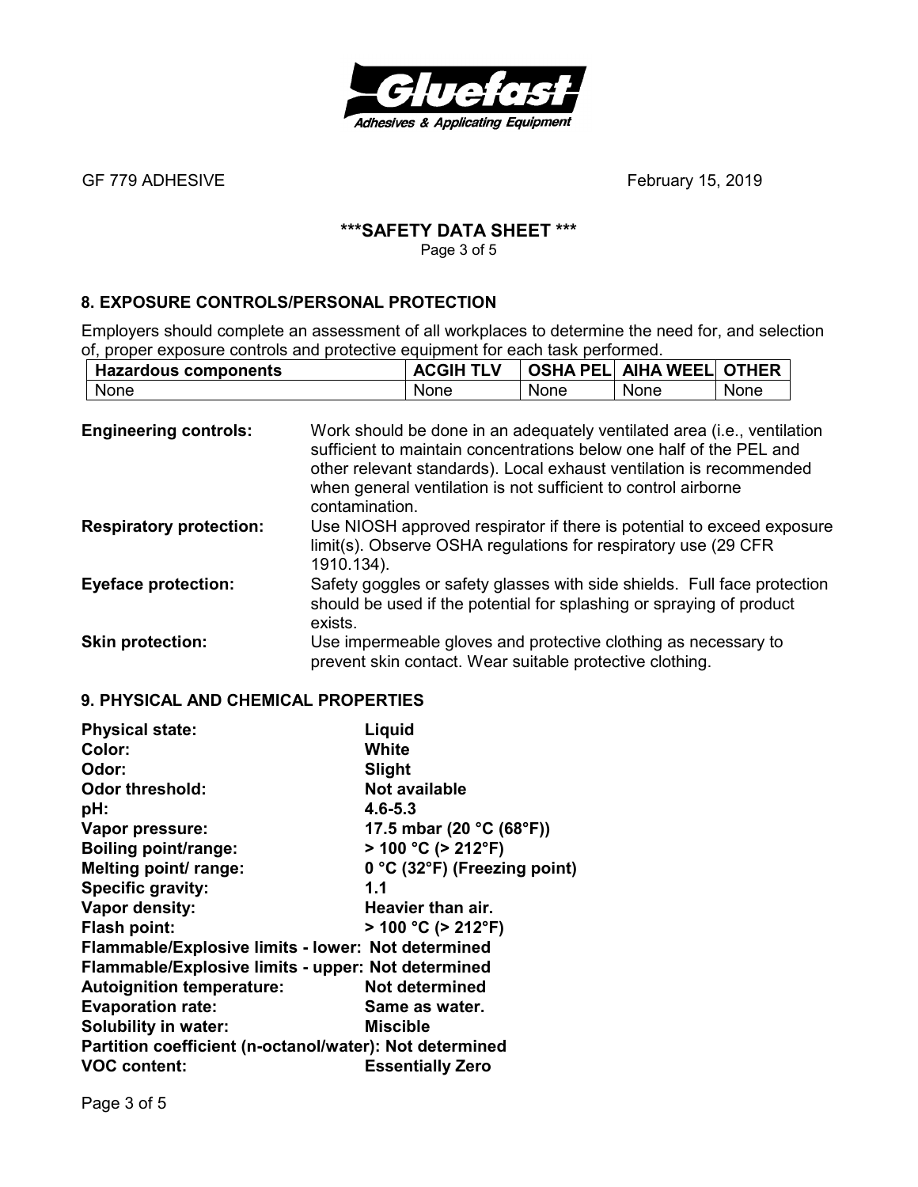GF 779 ADHESIVE February 15, 2019

**\*\*\*SAFETY DATA SHEET \*\*\***

## 8. EXPOSURE CONTROLS/PERSONAL PROTECTION

Employers should complete an assessment of all workplaces to determine the need for, and selection of, proper exposure controls and protective equipment for each task performed.

| Hazardous components | ACGIH TLV | OSHA PEL | AIHA WEEL | OTHER |
|---|---|---|---|---|
| None | None | None | None | None |

**Engineering controls:** Work should be done in an adequately ventilated area (i.e., ventilation sufficient to maintain concentrations below one half of the PEL and other relevant standards). Local exhaust ventilation is recommended when general ventilation is not sufficient to control airborne contamination.

**Respiratory protection:** Use NIOSH approved respirator if there is potential to exceed exposure limit(s). Observe OSHA regulations for respiratory use (29 CFR 1910.134).

**Eyeface protection:** Safety goggles or safety glasses with side shields. Full face protection should be used if the potential for splashing or spraying of product exists.

**Skin protection:** Use impermeable gloves and protective clothing as necessary to prevent skin contact. Wear suitable protective clothing.

## 9. PHYSICAL AND CHEMICAL PROPERTIES

**Physical state:** **Liquid**
**Color:** **White**
**Odor:** **Slight**
**Odor threshold:** **Not available**
**pH:** **4.6-5.3**
**Vapor pressure:** **17.5 mbar (20 °C (68°F))**
**Boiling point/range:** **> 100 °C (> 212°F)**
**Melting point/ range:** **0 °C (32°F) (Freezing point)**
**Specific gravity:** **1.1**
**Vapor density:** **Heavier than air.**
**Flash point:** **> 100 °C (> 212°F)**
**Flammable/Explosive limits - lower: Not determined**
**Flammable/Explosive limits - upper: Not determined**
**Autoignition temperature:** **Not determined**
**Evaporation rate:** **Same as water.**
**Solubility in water:** **Miscible**
**Partition coefficient (n-octanol/water): Not determined**
**VOC content:** **Essentially Zero**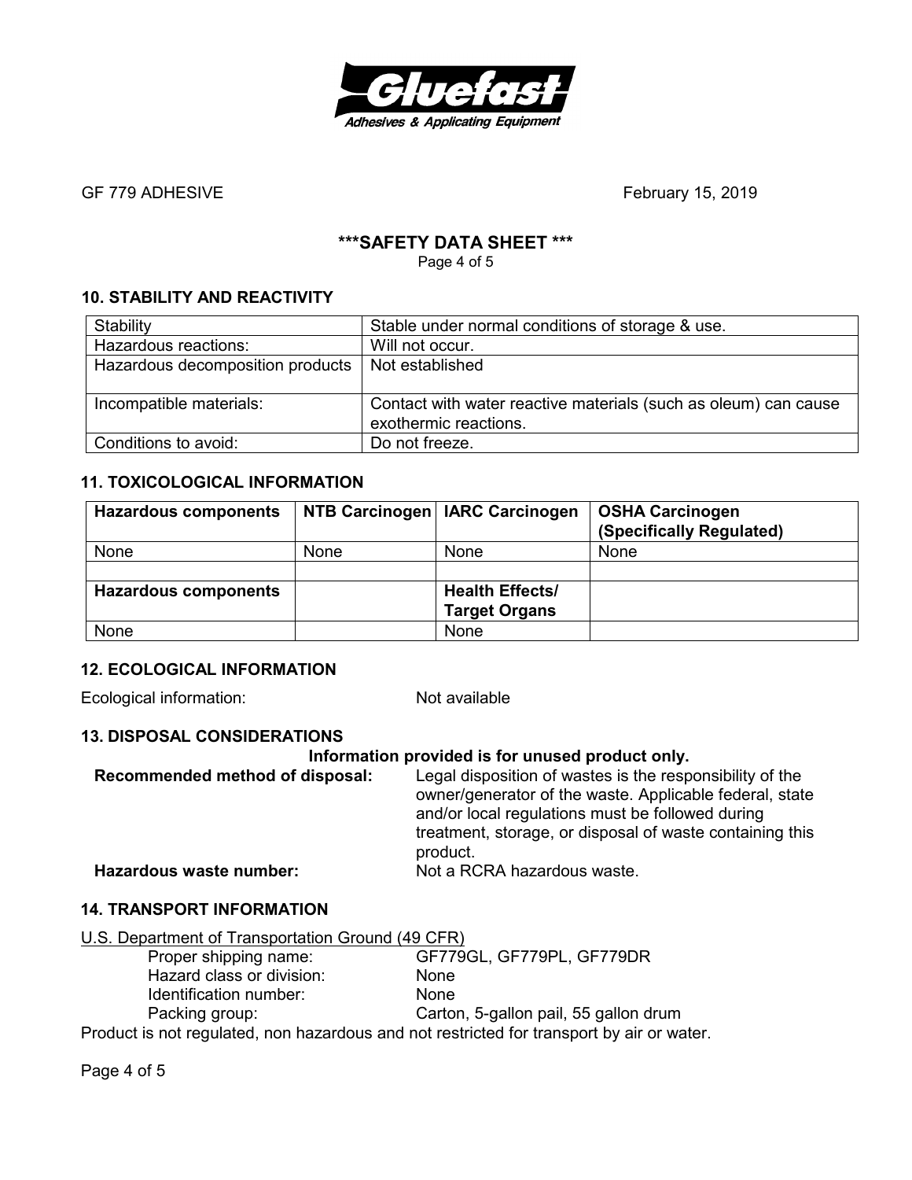GF 779 ADHESIVE February 15, 2019

## ***SAFETY DATA SHEET ***

### 10. STABILITY AND REACTIVITY

| Stability | Stable under normal conditions of storage & use. |
|---|---|
| Hazardous reactions: | Will not occur. |
| Hazardous decomposition products | Not established |
| Incompatible materials: | Contact with water reactive materials (such as oleum) can cause exothermic reactions. |
| Conditions to avoid: | Do not freeze. |

### 11. TOXICOLOGICAL INFORMATION

| **Hazardous components** | **NTB Carcinogen** | **IARC Carcinogen** | **OSHA Carcinogen (Specifically Regulated)** |
|---|---|---|---|
| None | None | None | None |
| | | | |
| **Hazardous components** | | **Health Effects/ Target Organs** | |
| None | | None | |

### 12. ECOLOGICAL INFORMATION

Ecological information: Not available

### 13. DISPOSAL CONSIDERATIONS

**Information provided is for unused product only.**

**Recommended method of disposal:** Legal disposition of wastes is the responsibility of the owner/generator of the waste. Applicable federal, state and/or local regulations must be followed during treatment, storage, or disposal of waste containing this product.

**Hazardous waste number:** Not a RCRA hazardous waste.

### 14. TRANSPORT INFORMATION

U.S. Department of Transportation Ground (49 CFR)

- Proper shipping name: GF779GL, GF779PL, GF779DR
- Hazard class or division: None
- Identification number: None
- Packing group: Carton, 5-gallon pail, 55 gallon drum

Product is not regulated, non hazardous and not restricted for transport by air or water.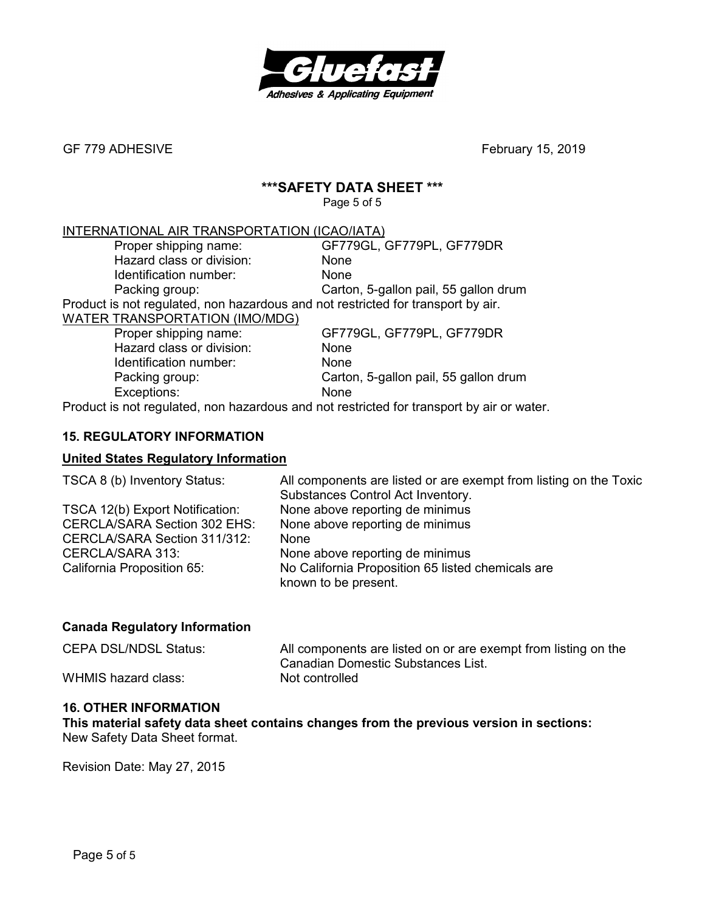GF 779 ADHESIVE February 15, 2019

**\*\*\*SAFETY DATA SHEET \*\*\***

INTERNATIONAL AIR TRANSPORTATION (ICAO/IATA)

| | |
|---|---|
| Proper shipping name: | GF779GL, GF779PL, GF779DR |
| Hazard class or division: | None |
| Identification number: | None |
| Packing group: | Carton, 5-gallon pail, 55 gallon drum |

Product is not regulated, non hazardous and not restricted for transport by air.

WATER TRANSPORTATION (IMO/MDG)

| | |
|---|---|
| Proper shipping name: | GF779GL, GF779PL, GF779DR |
| Hazard class or division: | None |
| Identification number: | None |
| Packing group: | Carton, 5-gallon pail, 55 gallon drum |
| Exceptions: | None |

Product is not regulated, non hazardous and not restricted for transport by air or water.

## 15. REGULATORY INFORMATION

### United States Regulatory Information

| | |
|---|---|
| TSCA 8 (b) Inventory Status: | All components are listed or are exempt from listing on the Toxic Substances Control Act Inventory. |
| TSCA 12(b) Export Notification: | None above reporting de minimus |
| CERCLA/SARA Section 302 EHS: | None above reporting de minimus |
| CERCLA/SARA Section 311/312: | None |
| CERCLA/SARA 313: | None above reporting de minimus |
| California Proposition 65: | No California Proposition 65 listed chemicals are known to be present. |

### Canada Regulatory Information

| | |
|---|---|
| CEPA DSL/NDSL Status: | All components are listed on or are exempt from listing on the Canadian Domestic Substances List. |
| WHMIS hazard class: | Not controlled |

## 16. OTHER INFORMATION

**This material safety data sheet contains changes from the previous version in sections:**
New Safety Data Sheet format.

Revision Date: May 27, 2015